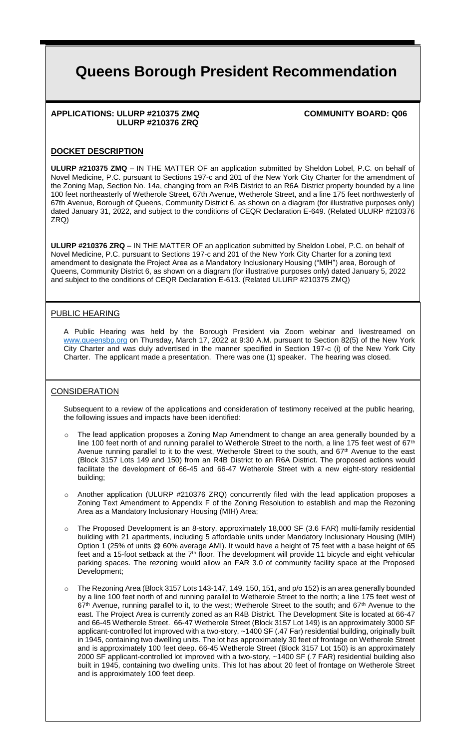# Queens Borough President Recommendation

**APPLICATIONS: ULURP #210375 ZMQ**
**ULURP #210376 ZRQ**

**COMMUNITY BOARD: Q06**

## DOCKET DESCRIPTION

**ULURP #210375 ZMQ** – IN THE MATTER OF an application submitted by Sheldon Lobel, P.C. on behalf of Novel Medicine, P.C. pursuant to Sections 197-c and 201 of the New York City Charter for the amendment of the Zoning Map, Section No. 14a, changing from an R4B District to an R6A District property bounded by a line 100 feet northeasterly of Wetherole Street, 67th Avenue, Wetherole Street, and a line 175 feet northwesterly of 67th Avenue, Borough of Queens, Community District 6, as shown on a diagram (for illustrative purposes only) dated January 31, 2022, and subject to the conditions of CEQR Declaration E-649. (Related ULURP #210376 ZRQ)

**ULURP #210376 ZRQ** – IN THE MATTER OF an application submitted by Sheldon Lobel, P.C. on behalf of Novel Medicine, P.C. pursuant to Sections 197-c and 201 of the New York City Charter for a zoning text amendment to designate the Project Area as a Mandatory Inclusionary Housing ("MIH") area, Borough of Queens, Community District 6, as shown on a diagram (for illustrative purposes only) dated January 5, 2022 and subject to the conditions of CEQR Declaration E-613. (Related ULURP #210375 ZMQ)

## PUBLIC HEARING

A Public Hearing was held by the Borough President via Zoom webinar and livestreamed on www.queensbp.org on Thursday, March 17, 2022 at 9:30 A.M. pursuant to Section 82(5) of the New York City Charter and was duly advertised in the manner specified in Section 197-c (i) of the New York City Charter. The applicant made a presentation. There was one (1) speaker. The hearing was closed.

## CONSIDERATION

Subsequent to a review of the applications and consideration of testimony received at the public hearing, the following issues and impacts have been identified:

- The lead application proposes a Zoning Map Amendment to change an area generally bounded by a line 100 feet north of and running parallel to Wetherole Street to the north, a line 175 feet west of 67th Avenue running parallel to it to the west, Wetherole Street to the south, and 67th Avenue to the east (Block 3157 Lots 149 and 150) from an R4B District to an R6A District. The proposed actions would facilitate the development of 66-45 and 66-47 Wetherole Street with a new eight-story residential building;
- Another application (ULURP #210376 ZRQ) concurrently filed with the lead application proposes a Zoning Text Amendment to Appendix F of the Zoning Resolution to establish and map the Rezoning Area as a Mandatory Inclusionary Housing (MIH) Area;
- The Proposed Development is an 8-story, approximately 18,000 SF (3.6 FAR) multi-family residential building with 21 apartments, including 5 affordable units under Mandatory Inclusionary Housing (MIH) Option 1 (25% of units @ 60% average AMI). It would have a height of 75 feet with a base height of 65 feet and a 15-foot setback at the 7th floor. The development will provide 11 bicycle and eight vehicular parking spaces. The rezoning would allow an FAR 3.0 of community facility space at the Proposed Development;
- The Rezoning Area (Block 3157 Lots 143-147, 149, 150, 151, and p/o 152) is an area generally bounded by a line 100 feet north of and running parallel to Wetherole Street to the north; a line 175 feet west of 67th Avenue, running parallel to it, to the west; Wetherole Street to the south; and 67th Avenue to the east. The Project Area is currently zoned as an R4B District. The Development Site is located at 66-47 and 66-45 Wetherole Street. 66-47 Wetherole Street (Block 3157 Lot 149) is an approximately 3000 SF applicant-controlled lot improved with a two-story, ~1400 SF (.47 Far) residential building, originally built in 1945, containing two dwelling units. The lot has approximately 30 feet of frontage on Wetherole Street and is approximately 100 feet deep. 66-45 Wetherole Street (Block 3157 Lot 150) is an approximately 2000 SF applicant-controlled lot improved with a two-story, ~1400 SF (.7 FAR) residential building also built in 1945, containing two dwelling units. This lot has about 20 feet of frontage on Wetherole Street and is approximately 100 feet deep.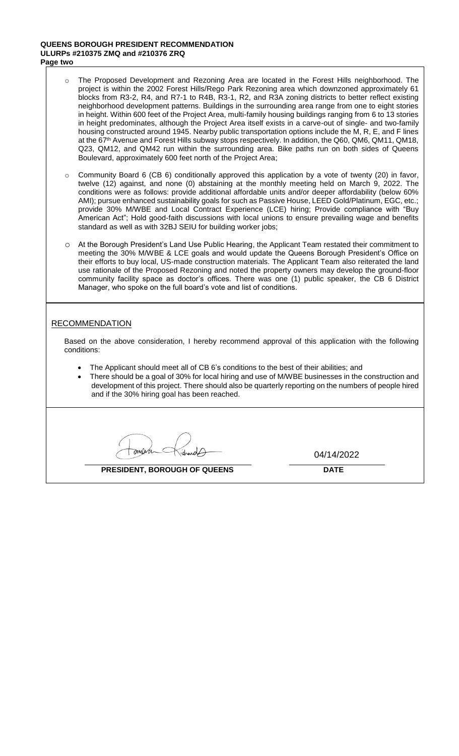**QUEENS BOROUGH PRESIDENT RECOMMENDATION**
**ULURPs #210375 ZMQ and #210376 ZRQ**
**Page two**

- The Proposed Development and Rezoning Area are located in the Forest Hills neighborhood. The project is within the 2002 Forest Hills/Rego Park Rezoning area which downzoned approximately 61 blocks from R3-2, R4, and R7-1 to R4B, R3-1, R2, and R3A zoning districts to better reflect existing neighborhood development patterns. Buildings in the surrounding area range from one to eight stories in height. Within 600 feet of the Project Area, multi-family housing buildings ranging from 6 to 13 stories in height predominates, although the Project Area itself exists in a carve-out of single- and two-family housing constructed around 1945. Nearby public transportation options include the M, R, E, and F lines at the 67th Avenue and Forest Hills subway stops respectively. In addition, the Q60, QM6, QM11, QM18, Q23, QM12, and QM42 run within the surrounding area. Bike paths run on both sides of Queens Boulevard, approximately 600 feet north of the Project Area;

- Community Board 6 (CB 6) conditionally approved this application by a vote of twenty (20) in favor, twelve (12) against, and none (0) abstaining at the monthly meeting held on March 9, 2022. The conditions were as follows: provide additional affordable units and/or deeper affordability (below 60% AMI); pursue enhanced sustainability goals for such as Passive House, LEED Gold/Platinum, EGC, etc.; provide 30% M/WBE and Local Contract Experience (LCE) hiring; Provide compliance with "Buy American Act"; Hold good-faith discussions with local unions to ensure prevailing wage and benefits standard as well as with 32BJ SEIU for building worker jobs;

- At the Borough President's Land Use Public Hearing, the Applicant Team restated their commitment to meeting the 30% M/WBE & LCE goals and would update the Queens Borough President's Office on their efforts to buy local, US-made construction materials. The Applicant Team also reiterated the land use rationale of the Proposed Rezoning and noted the property owners may develop the ground-floor community facility space as doctor's offices. There was one (1) public speaker, the CB 6 District Manager, who spoke on the full board's vote and list of conditions.

## RECOMMENDATION

Based on the above consideration, I hereby recommend approval of this application with the following conditions:

- The Applicant should meet all of CB 6's conditions to the best of their abilities; and
- There should be a goal of 30% for local hiring and use of M/WBE businesses in the construction and development of this project. There should also be quarterly reporting on the numbers of people hired and if the 30% hiring goal has been reached.

**PRESIDENT, BOROUGH OF QUEENS**

04/14/2022
**DATE**